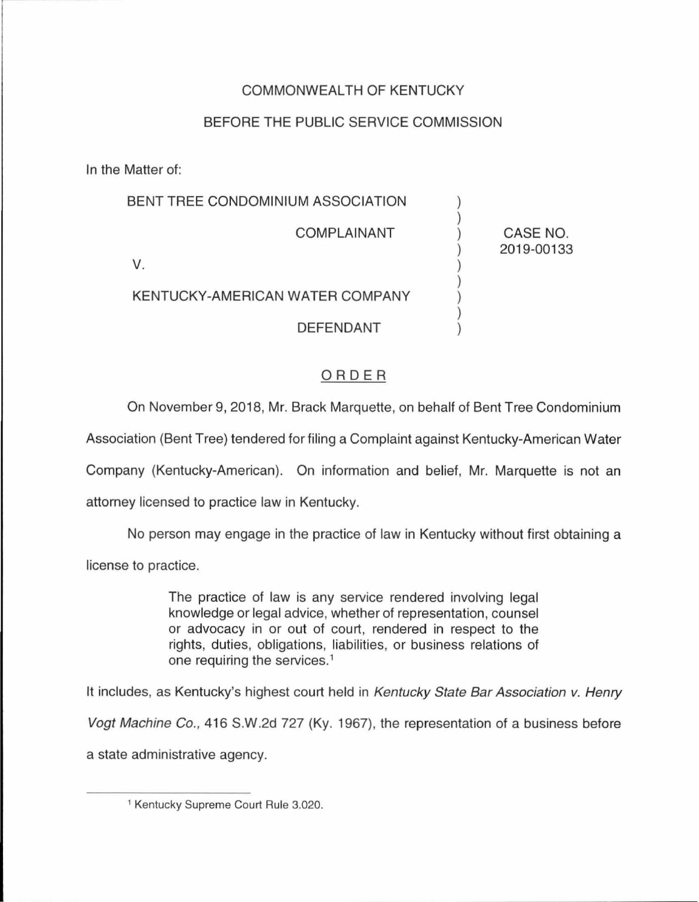COMMONWEALTH OF KENTUCKY

BEFORE THE PUBLIC SERVICE COMMISSION

In the Matter of:

| | | |
|---|---|---|
| BENT TREE CONDOMINIUM ASSOCIATION<br><br>COMPLAINANT<br><br>V.<br><br>KENTUCKY-AMERICAN WATER COMPANY<br><br>DEFENDANT | ) | CASE NO. 2019-00133 |

## ORDER

On November 9, 2018, Mr. Brack Marquette, on behalf of Bent Tree Condominium Association (Bent Tree) tendered for filing a Complaint against Kentucky-American Water Company (Kentucky-American). On information and belief, Mr. Marquette is not an attorney licensed to practice law in Kentucky.

No person may engage in the practice of law in Kentucky without first obtaining a license to practice.

> The practice of law is any service rendered involving legal knowledge or legal advice, whether of representation, counsel or advocacy in or out of court, rendered in respect to the rights, duties, obligations, liabilities, or business relations of one requiring the services.[1]

It includes, as Kentucky's highest court held in *Kentucky State Bar Association v. Henry Vogt Machine Co.*, 416 S.W.2d 727 (Ky. 1967), the representation of a business before a state administrative agency.

---

[1] Kentucky Supreme Court Rule 3.020.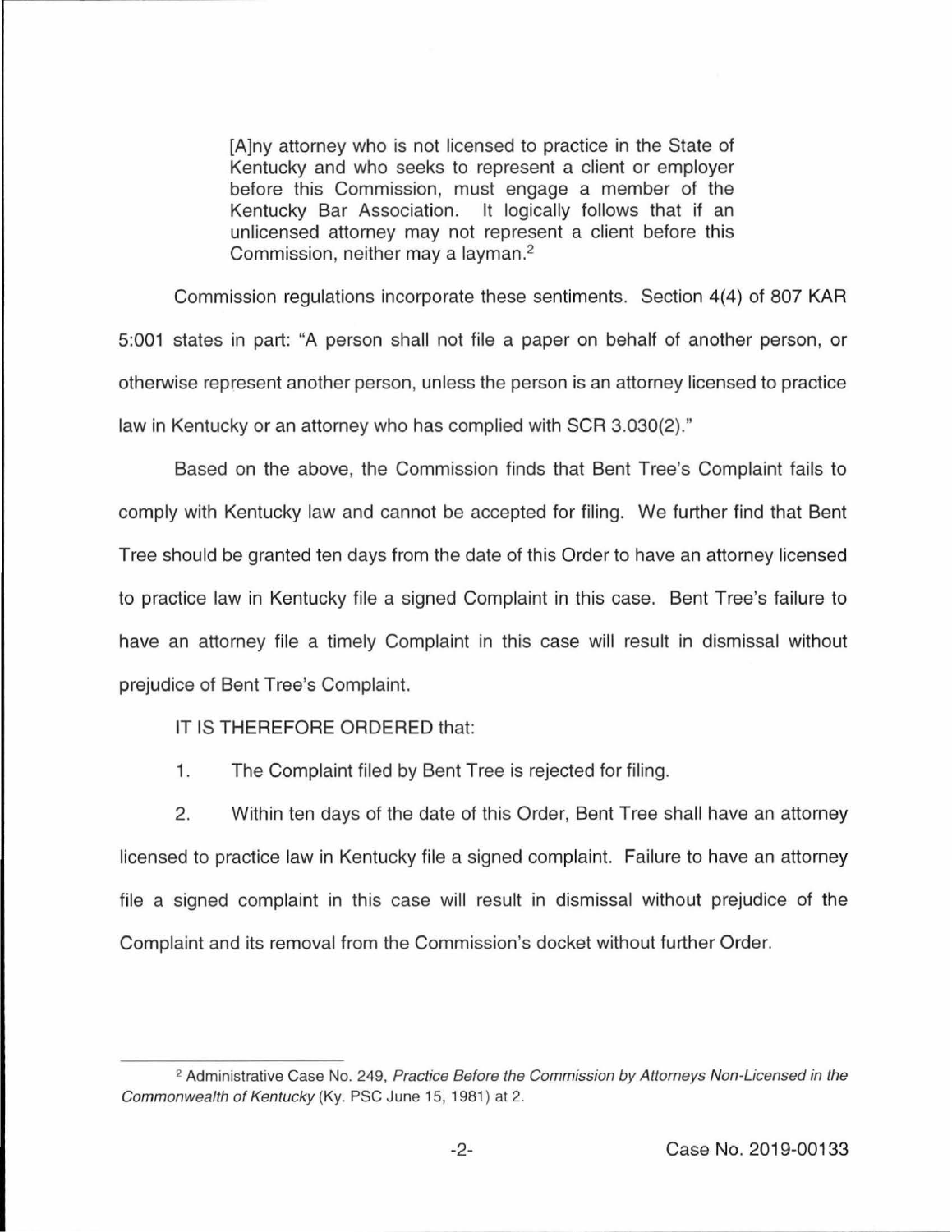> [A]ny attorney who is not licensed to practice in the State of Kentucky and who seeks to represent a client or employer before this Commission, must engage a member of the Kentucky Bar Association. It logically follows that if an unlicensed attorney may not represent a client before this Commission, neither may a layman.[2]

Commission regulations incorporate these sentiments. Section 4(4) of 807 KAR 5:001 states in part: "A person shall not file a paper on behalf of another person, or otherwise represent another person, unless the person is an attorney licensed to practice law in Kentucky or an attorney who has complied with SCR 3.030(2)."

Based on the above, the Commission finds that Bent Tree's Complaint fails to comply with Kentucky law and cannot be accepted for filing. We further find that Bent Tree should be granted ten days from the date of this Order to have an attorney licensed to practice law in Kentucky file a signed Complaint in this case. Bent Tree's failure to have an attorney file a timely Complaint in this case will result in dismissal without prejudice of Bent Tree's Complaint.

IT IS THEREFORE ORDERED that:

1. The Complaint filed by Bent Tree is rejected for filing.

2. Within ten days of the date of this Order, Bent Tree shall have an attorney licensed to practice law in Kentucky file a signed complaint. Failure to have an attorney file a signed complaint in this case will result in dismissal without prejudice of the Complaint and its removal from the Commission's docket without further Order.

---

[2] Administrative Case No. 249, *Practice Before the Commission by Attorneys Non-Licensed in the Commonwealth of Kentucky* (Ky. PSC June 15, 1981) at 2.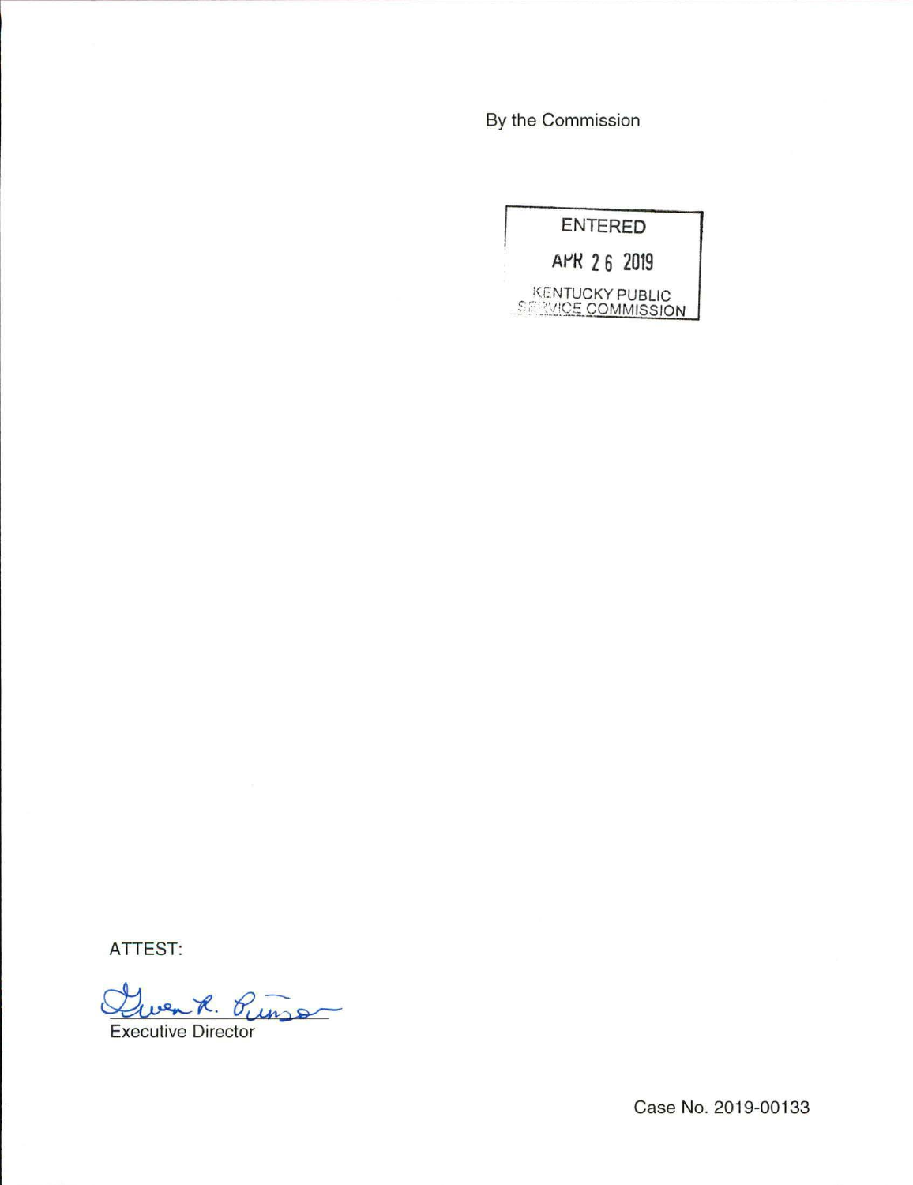By the Commission

ENTERED

APR 26 2019

KENTUCKY PUBLIC SERVICE COMMISSION

ATTEST:

Gwen R. Pinson

Executive Director

Case No. 2019-00133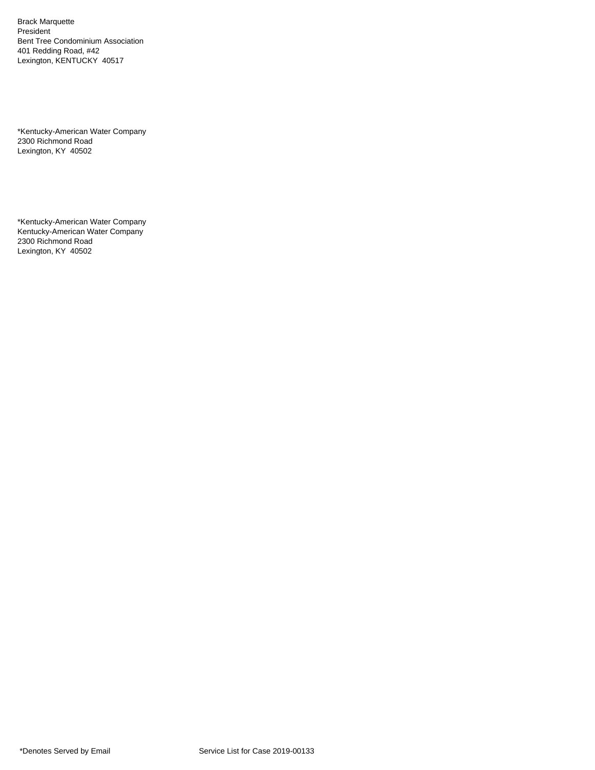Brack Marquette
President
Bent Tree Condominium Association
401 Redding Road, #42
Lexington, KENTUCKY  40517

*Kentucky-American Water Company
2300 Richmond Road
Lexington, KY  40502

*Kentucky-American Water Company
Kentucky-American Water Company
2300 Richmond Road
Lexington, KY  40502

*Denotes Served by Email

Service List for Case 2019-00133